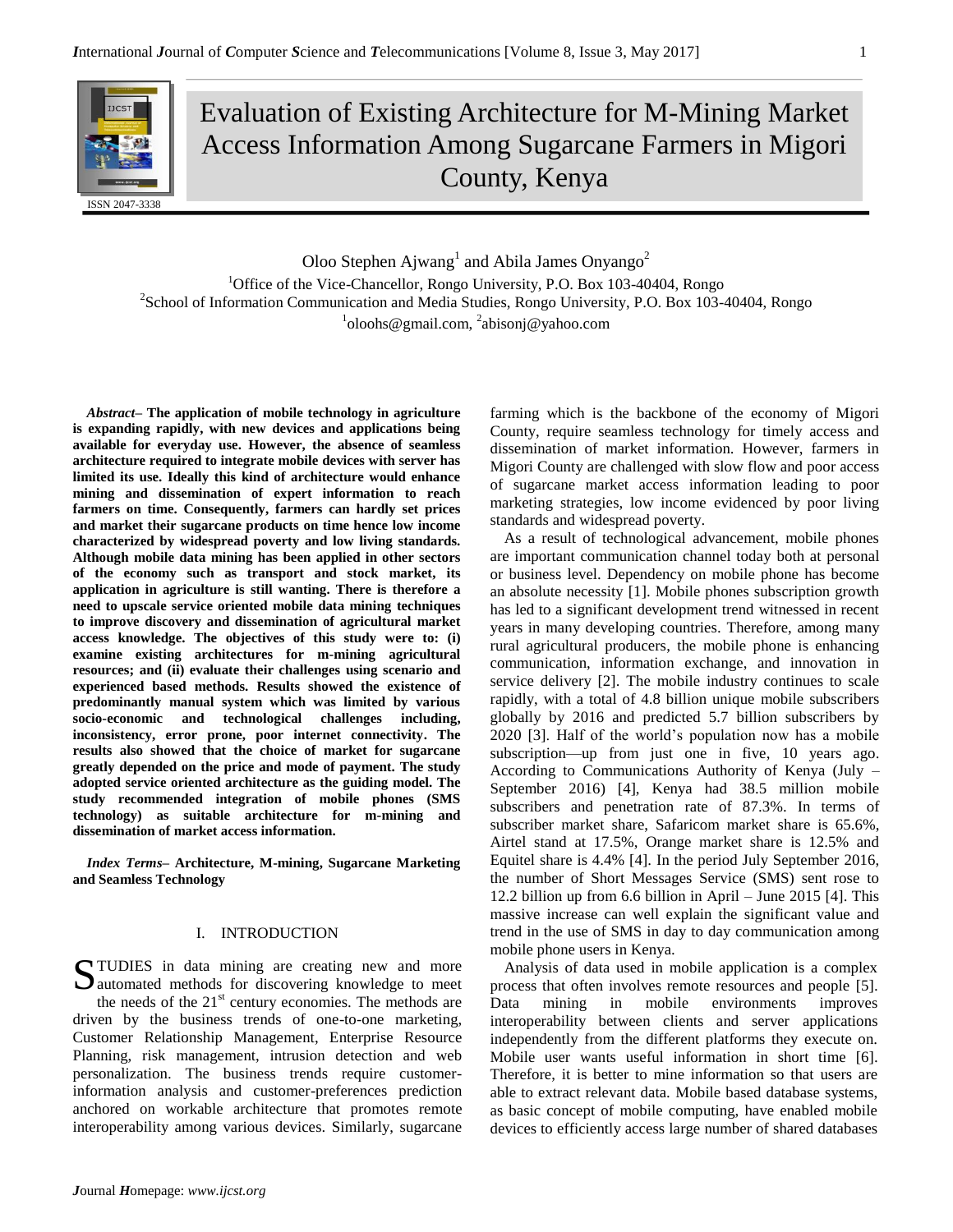# Evaluation of Existing Architecture for M-Mining Market Access Information Among Sugarcane Farmers in Migori County, Kenya

ISSN 2047-3338

Oloo Stephen Ajwang[1] and Abila James Onyango[2]

[1]Office of the Vice-Chancellor, Rongo University, P.O. Box 103-40404, Rongo
[2]School of Information Communication and Media Studies, Rongo University, P.O. Box 103-40404, Rongo
[1]oloohs@gmail.com, [2]abisonj@yahoo.com

***Abstract*– The application of mobile technology in agriculture is expanding rapidly, with new devices and applications being available for everyday use. However, the absence of seamless architecture required to integrate mobile devices with server has limited its use. Ideally this kind of architecture would enhance mining and dissemination of expert information to reach farmers on time. Consequently, farmers can hardly set prices and market their sugarcane products on time hence low income characterized by widespread poverty and low living standards. Although mobile data mining has been applied in other sectors of the economy such as transport and stock market, its application in agriculture is still wanting. There is therefore a need to upscale service oriented mobile data mining techniques to improve discovery and dissemination of agricultural market access knowledge. The objectives of this study were to: (i) examine existing architectures for m-mining agricultural resources; and (ii) evaluate their challenges using scenario and experienced based methods. Results showed the existence of predominantly manual system which was limited by various socio-economic and technological challenges including, inconsistency, error prone, poor internet connectivity. The results also showed that the choice of market for sugarcane greatly depended on the price and mode of payment. The study adopted service oriented architecture as the guiding model. The study recommended integration of mobile phones (SMS technology) as suitable architecture for m-mining and dissemination of market access information.**

***Index Terms*– Architecture, M-mining, Sugarcane Marketing and Seamless Technology**

## I. INTRODUCTION

STUDIES in data mining are creating new and more automated methods for discovering knowledge to meet the needs of the 21st century economies. The methods are driven by the business trends of one-to-one marketing, Customer Relationship Management, Enterprise Resource Planning, risk management, intrusion detection and web personalization. The business trends require customer-information analysis and customer-preferences prediction anchored on workable architecture that promotes remote interoperability among various devices. Similarly, sugarcane farming which is the backbone of the economy of Migori County, require seamless technology for timely access and dissemination of market information. However, farmers in Migori County are challenged with slow flow and poor access of sugarcane market access information leading to poor marketing strategies, low income evidenced by poor living standards and widespread poverty.

As a result of technological advancement, mobile phones are important communication channel today both at personal or business level. Dependency on mobile phone has become an absolute necessity [1]. Mobile phones subscription growth has led to a significant development trend witnessed in recent years in many developing countries. Therefore, among many rural agricultural producers, the mobile phone is enhancing communication, information exchange, and innovation in service delivery [2]. The mobile industry continues to scale rapidly, with a total of 4.8 billion unique mobile subscribers globally by 2016 and predicted 5.7 billion subscribers by 2020 [3]. Half of the world's population now has a mobile subscription—up from just one in five, 10 years ago. According to Communications Authority of Kenya (July – September 2016) [4], Kenya had 38.5 million mobile subscribers and penetration rate of 87.3%. In terms of subscriber market share, Safaricom market share is 65.6%, Airtel stand at 17.5%, Orange market share is 12.5% and Equitel share is 4.4% [4]. In the period July September 2016, the number of Short Messages Service (SMS) sent rose to 12.2 billion up from 6.6 billion in April – June 2015 [4]. This massive increase can well explain the significant value and trend in the use of SMS in day to day communication among mobile phone users in Kenya.

Analysis of data used in mobile application is a complex process that often involves remote resources and people [5]. Data mining in mobile environments improves interoperability between clients and server applications independently from the different platforms they execute on. Mobile user wants useful information in short time [6]. Therefore, it is better to mine information so that users are able to extract relevant data. Mobile based database systems, as basic concept of mobile computing, have enabled mobile devices to efficiently access large number of shared databases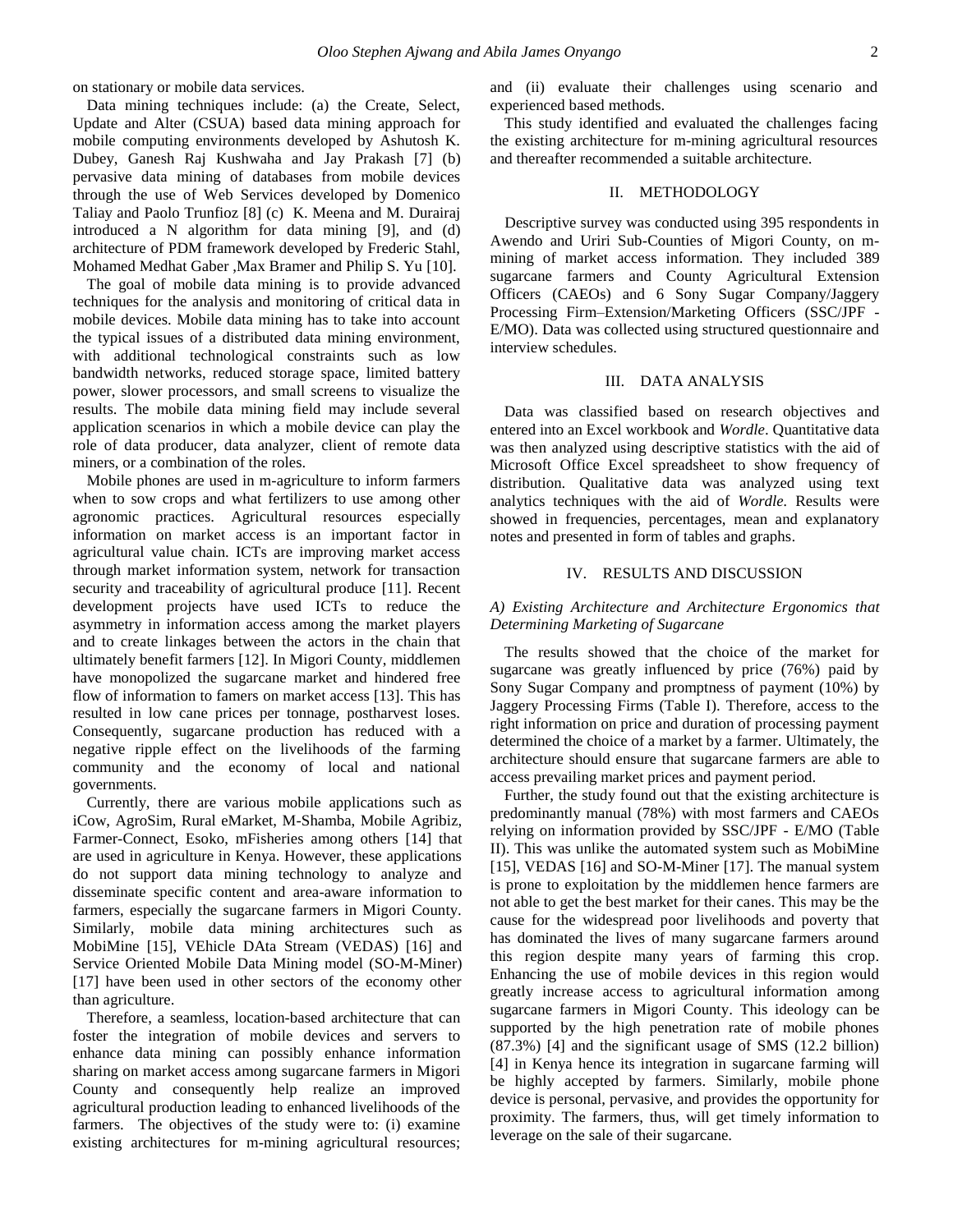on stationary or mobile data services.

Data mining techniques include: (a) the Create, Select, Update and Alter (CSUA) based data mining approach for mobile computing environments developed by Ashutosh K. Dubey, Ganesh Raj Kushwaha and Jay Prakash [7] (b) pervasive data mining of databases from mobile devices through the use of Web Services developed by Domenico Taliay and Paolo Trunfioz [8] (c) K. Meena and M. Durairaj introduced a N algorithm for data mining [9], and (d) architecture of PDM framework developed by Frederic Stahl, Mohamed Medhat Gaber ,Max Bramer and Philip S. Yu [10].

The goal of mobile data mining is to provide advanced techniques for the analysis and monitoring of critical data in mobile devices. Mobile data mining has to take into account the typical issues of a distributed data mining environment, with additional technological constraints such as low bandwidth networks, reduced storage space, limited battery power, slower processors, and small screens to visualize the results. The mobile data mining field may include several application scenarios in which a mobile device can play the role of data producer, data analyzer, client of remote data miners, or a combination of the roles.

Mobile phones are used in m-agriculture to inform farmers when to sow crops and what fertilizers to use among other agronomic practices. Agricultural resources especially information on market access is an important factor in agricultural value chain. ICTs are improving market access through market information system, network for transaction security and traceability of agricultural produce [11]. Recent development projects have used ICTs to reduce the asymmetry in information access among the market players and to create linkages between the actors in the chain that ultimately benefit farmers [12]. In Migori County, middlemen have monopolized the sugarcane market and hindered free flow of information to famers on market access [13]. This has resulted in low cane prices per tonnage, postharvest loses. Consequently, sugarcane production has reduced with a negative ripple effect on the livelihoods of the farming community and the economy of local and national governments.

Currently, there are various mobile applications such as iCow, AgroSim, Rural eMarket, M-Shamba, Mobile Agribiz, Farmer-Connect, Esoko, mFisheries among others [14] that are used in agriculture in Kenya. However, these applications do not support data mining technology to analyze and disseminate specific content and area-aware information to farmers, especially the sugarcane farmers in Migori County. Similarly, mobile data mining architectures such as MobiMine [15], VEhicle DAta Stream (VEDAS) [16] and Service Oriented Mobile Data Mining model (SO-M-Miner) [17] have been used in other sectors of the economy other than agriculture.

Therefore, a seamless, location-based architecture that can foster the integration of mobile devices and servers to enhance data mining can possibly enhance information sharing on market access among sugarcane farmers in Migori County and consequently help realize an improved agricultural production leading to enhanced livelihoods of the farmers. The objectives of the study were to: (i) examine existing architectures for m-mining agricultural resources; and (ii) evaluate their challenges using scenario and experienced based methods.

This study identified and evaluated the challenges facing the existing architecture for m-mining agricultural resources and thereafter recommended a suitable architecture.

## II. METHODOLOGY

Descriptive survey was conducted using 395 respondents in Awendo and Uriri Sub-Counties of Migori County, on m-mining of market access information. They included 389 sugarcane farmers and County Agricultural Extension Officers (CAEOs) and 6 Sony Sugar Company/Jaggery Processing Firm–Extension/Marketing Officers (SSC/JPF - E/MO). Data was collected using structured questionnaire and interview schedules.

## III. DATA ANALYSIS

Data was classified based on research objectives and entered into an Excel workbook and *Wordle*. Quantitative data was then analyzed using descriptive statistics with the aid of Microsoft Office Excel spreadsheet to show frequency of distribution. Qualitative data was analyzed using text analytics techniques with the aid of *Wordle.* Results were showed in frequencies, percentages, mean and explanatory notes and presented in form of tables and graphs.

## IV. RESULTS AND DISCUSSION

### *A) Existing Architecture and Architecture Ergonomics that Determining Marketing of Sugarcane*

The results showed that the choice of the market for sugarcane was greatly influenced by price (76%) paid by Sony Sugar Company and promptness of payment (10%) by Jaggery Processing Firms (Table I). Therefore, access to the right information on price and duration of processing payment determined the choice of a market by a farmer. Ultimately, the architecture should ensure that sugarcane farmers are able to access prevailing market prices and payment period.

Further, the study found out that the existing architecture is predominantly manual (78%) with most farmers and CAEOs relying on information provided by SSC/JPF - E/MO (Table II). This was unlike the automated system such as MobiMine [15], VEDAS [16] and SO-M-Miner [17]. The manual system is prone to exploitation by the middlemen hence farmers are not able to get the best market for their canes. This may be the cause for the widespread poor livelihoods and poverty that has dominated the lives of many sugarcane farmers around this region despite many years of farming this crop. Enhancing the use of mobile devices in this region would greatly increase access to agricultural information among sugarcane farmers in Migori County. This ideology can be supported by the high penetration rate of mobile phones (87.3%) [4] and the significant usage of SMS (12.2 billion) [4] in Kenya hence its integration in sugarcane farming will be highly accepted by farmers. Similarly, mobile phone device is personal, pervasive, and provides the opportunity for proximity. The farmers, thus, will get timely information to leverage on the sale of their sugarcane.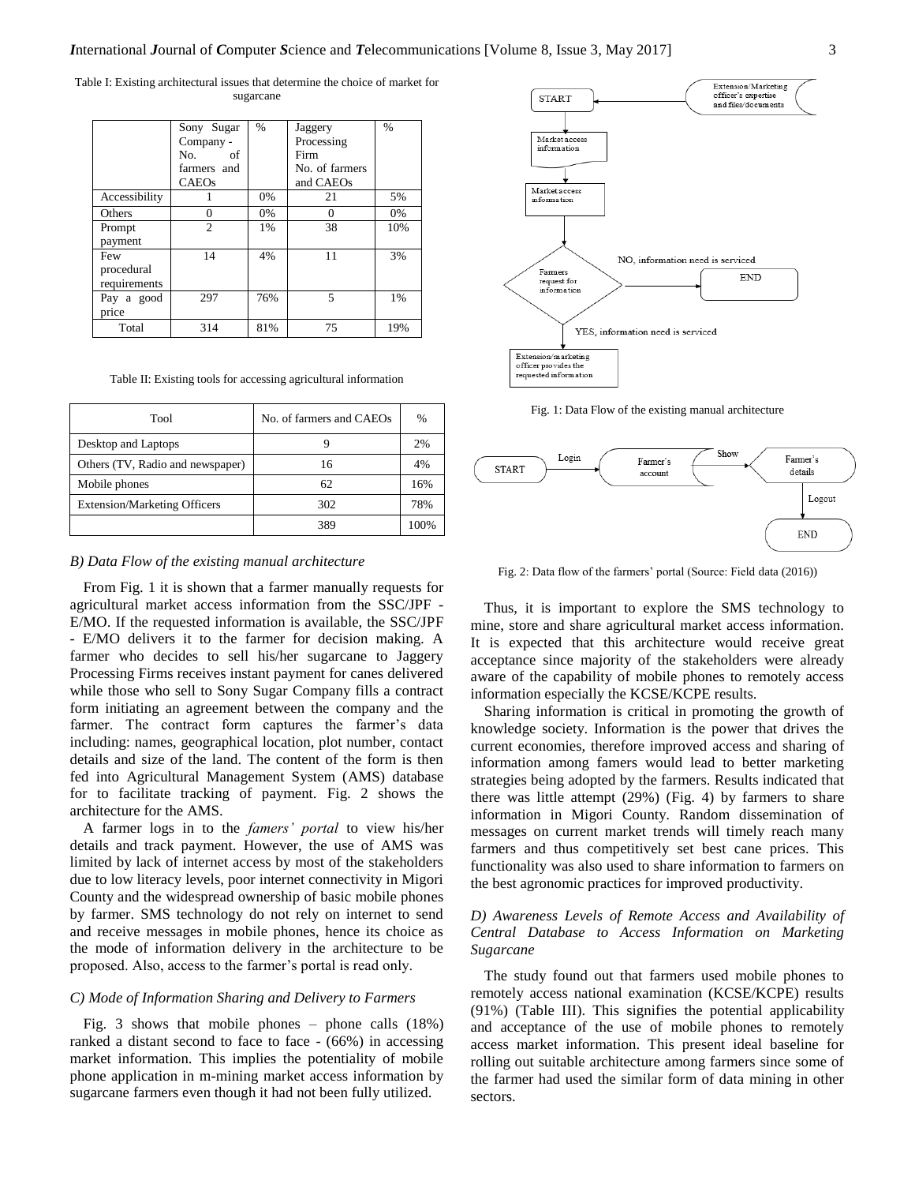Table I: Existing architectural issues that determine the choice of market for sugarcane

| | Sony Sugar Company - No. of farmers and CAEOs | % | Jaggery Processing Firm No. of farmers and CAEOs | % |
|---|---|---|---|---|
| Accessibility | 1 | 0% | 21 | 5% |
| Others | 0 | 0% | 0 | 0% |
| Prompt payment | 2 | 1% | 38 | 10% |
| Few procedural requirements | 14 | 4% | 11 | 3% |
| Pay a good price | 297 | 76% | 5 | 1% |
| Total | 314 | 81% | 75 | 19% |

Table II: Existing tools for accessing agricultural information

| Tool | No. of farmers and CAEOs | % |
|---|---|---|
| Desktop and Laptops | 9 | 2% |
| Others (TV, Radio and newspaper) | 16 | 4% |
| Mobile phones | 62 | 16% |
| Extension/Marketing Officers | 302 | 78% |
| | 389 | 100% |

### B) Data Flow of the existing manual architecture

From Fig. 1 it is shown that a farmer manually requests for agricultural market access information from the SSC/JPF - E/MO. If the requested information is available, the SSC/JPF - E/MO delivers it to the farmer for decision making. A farmer who decides to sell his/her sugarcane to Jaggery Processing Firms receives instant payment for canes delivered while those who sell to Sony Sugar Company fills a contract form initiating an agreement between the company and the farmer. The contract form captures the farmer's data including: names, geographical location, plot number, contact details and size of the land. The content of the form is then fed into Agricultural Management System (AMS) database for to facilitate tracking of payment. Fig. 2 shows the architecture for the AMS.

A farmer logs in to the *famers' portal* to view his/her details and track payment. However, the use of AMS was limited by lack of internet access by most of the stakeholders due to low literacy levels, poor internet connectivity in Migori County and the widespread ownership of basic mobile phones by farmer. SMS technology do not rely on internet to send and receive messages in mobile phones, hence its choice as the mode of information delivery in the architecture to be proposed. Also, access to the farmer's portal is read only.

### C) Mode of Information Sharing and Delivery to Farmers

Fig. 3 shows that mobile phones – phone calls (18%) ranked a distant second to face to face - (66%) in accessing market information. This implies the potentiality of mobile phone application in m-mining market access information by sugarcane farmers even though it had not been fully utilized.

START
Extension/Marketing officer's expertise and files/documents
Market access information
Market access information
Farmers request for information
NO, information need is serviced
END
YES, information need is serviced
Extension/marketing officer provides the requested information

Fig. 1: Data Flow of the existing manual architecture

START
Login
Farmer's account
Show
Farmer's details
Logout
END

Fig. 2: Data flow of the farmers' portal (Source: Field data (2016))

Thus, it is important to explore the SMS technology to mine, store and share agricultural market access information. It is expected that this architecture would receive great acceptance since majority of the stakeholders were already aware of the capability of mobile phones to remotely access information especially the KCSE/KCPE results.

Sharing information is critical in promoting the growth of knowledge society. Information is the power that drives the current economies, therefore improved access and sharing of information among famers would lead to better marketing strategies being adopted by the farmers. Results indicated that there was little attempt (29%) (Fig. 4) by farmers to share information in Migori County. Random dissemination of messages on current market trends will timely reach many farmers and thus competitively set best cane prices. This functionality was also used to share information to farmers on the best agronomic practices for improved productivity.

### D) Awareness Levels of Remote Access and Availability of Central Database to Access Information on Marketing Sugarcane

The study found out that farmers used mobile phones to remotely access national examination (KCSE/KCPE) results (91%) (Table III). This signifies the potential applicability and acceptance of the use of mobile phones to remotely access market information. This present ideal baseline for rolling out suitable architecture among farmers since some of the farmer had used the similar form of data mining in other sectors.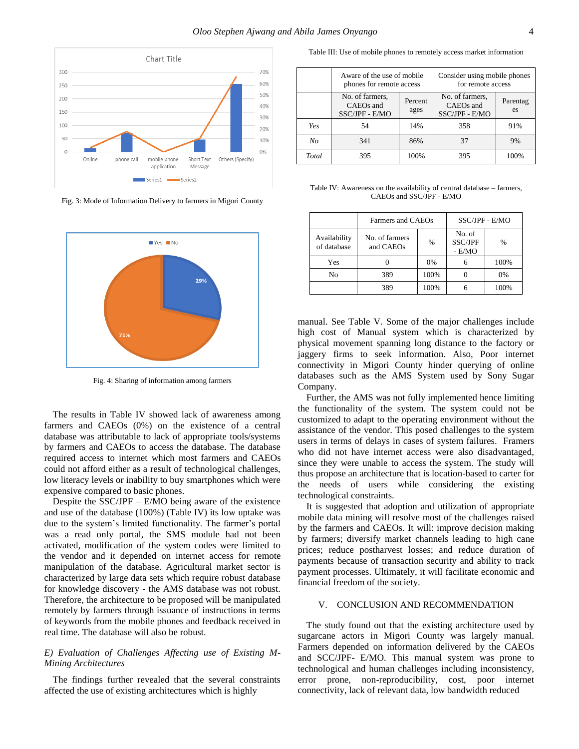Chart Title

300
250
200
150
100
50
0

70%
60%
50%
40%
30%
20%
10%
0%

Online
phone call
mobile phone application
Short Text Message
Others (Specify)

Series1
Series2

Fig. 3: Mode of Information Delivery to farmers in Migori County

Yes
No
29%
71%

Fig. 4: Sharing of information among farmers

The results in Table IV showed lack of awareness among farmers and CAEOs (0%) on the existence of a central database was attributable to lack of appropriate tools/systems by farmers and CAEOs to access the database. The database required access to internet which most farmers and CAEOs could not afford either as a result of technological challenges, low literacy levels or inability to buy smartphones which were expensive compared to basic phones.

Despite the SSC/JPF – E/MO being aware of the existence and use of the database (100%) (Table IV) its low uptake was due to the system's limited functionality. The farmer's portal was a read only portal, the SMS module had not been activated, modification of the system codes were limited to the vendor and it depended on internet access for remote manipulation of the database. Agricultural market sector is characterized by large data sets which require robust database for knowledge discovery - the AMS database was not robust. Therefore, the architecture to be proposed will be manipulated remotely by farmers through issuance of instructions in terms of keywords from the mobile phones and feedback received in real time. The database will also be robust.

### *E) Evaluation of Challenges Affecting use of Existing M-Mining Architectures*

The findings further revealed that the several constraints affected the use of existing architectures which is highly manual. See Table V. Some of the major challenges include high cost of Manual system which is characterized by physical movement spanning long distance to the factory or jaggery firms to seek information. Also, Poor internet connectivity in Migori County hinder querying of online databases such as the AMS System used by Sony Sugar Company.

Table III: Use of mobile phones to remotely access market information

| | Aware of the use of mobile phones for remote access | | Consider using mobile phones for remote access | |
|---|---|---|---|---|
| | No. of farmers, CAEOs and SSC/JPF - E/MO | Percent ages | No. of farmers, CAEOs and SSC/JPF - E/MO | Parentag es |
| *Yes* | 54 | 14% | 358 | 91% |
| *No* | 341 | 86% | 37 | 9% |
| *Total* | 395 | 100% | 395 | 100% |

Table IV: Awareness on the availability of central database – farmers, CAEOs and SSC/JPF - E/MO

| | Farmers and CAEOs | | SSC/JPF - E/MO | |
|---|---|---|---|---|
| Availability of database | No. of farmers and CAEOs | % | No. of SSC/JPF - E/MO | % |
| Yes | 0 | 0% | 6 | 100% |
| No | 389 | 100% | 0 | 0% |
| | 389 | 100% | 6 | 100% |

Further, the AMS was not fully implemented hence limiting the functionality of the system. The system could not be customized to adapt to the operating environment without the assistance of the vendor. This posed challenges to the system users in terms of delays in cases of system failures. Framers who did not have internet access were also disadvantaged, since they were unable to access the system. The study will thus propose an architecture that is location-based to carter for the needs of users while considering the existing technological constraints.

It is suggested that adoption and utilization of appropriate mobile data mining will resolve most of the challenges raised by the farmers and CAEOs. It will: improve decision making by farmers; diversify market channels leading to high cane prices; reduce postharvest losses; and reduce duration of payments because of transaction security and ability to track payment processes. Ultimately, it will facilitate economic and financial freedom of the society.

## V. CONCLUSION AND RECOMMENDATION

The study found out that the existing architecture used by sugarcane actors in Migori County was largely manual. Farmers depended on information delivered by the CAEOs and SCC/JPF- E/MO. This manual system was prone to technological and human challenges including inconsistency, error prone, non-reproducibility, cost, poor internet connectivity, lack of relevant data, low bandwidth reduced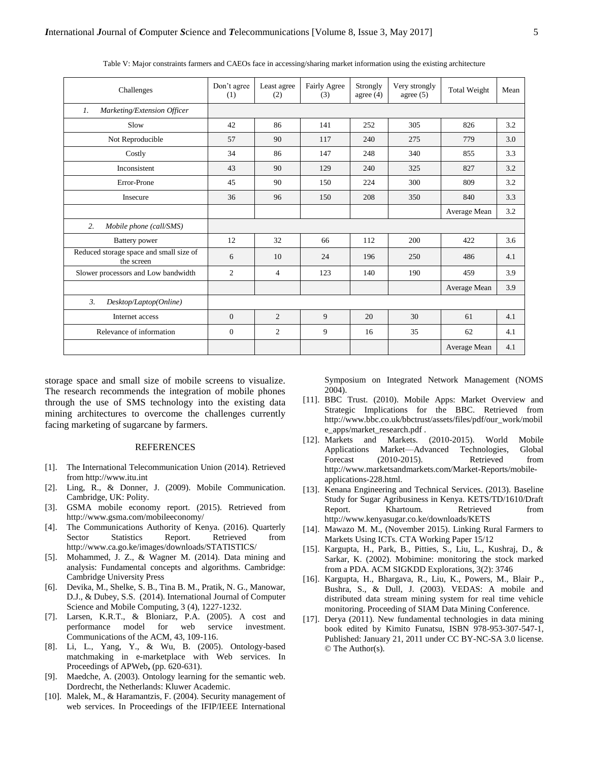Table V: Major constraints farmers and CAEOs face in accessing/sharing market information using the existing architecture

| Challenges | Don't agree (1) | Least agree (2) | Fairly Agree (3) | Strongly agree (4) | Very strongly agree (5) | Total Weight | Mean |
|---|---|---|---|---|---|---|---|
| *1. Marketing/Extension Officer* | | | | | | | |
| Slow | 42 | 86 | 141 | 252 | 305 | 826 | 3.2 |
| Not Reproducible | 57 | 90 | 117 | 240 | 275 | 779 | 3.0 |
| Costly | 34 | 86 | 147 | 248 | 340 | 855 | 3.3 |
| Inconsistent | 43 | 90 | 129 | 240 | 325 | 827 | 3.2 |
| Error-Prone | 45 | 90 | 150 | 224 | 300 | 809 | 3.2 |
| Insecure | 36 | 96 | 150 | 208 | 350 | 840 | 3.3 |
| | | | | | | Average Mean | 3.2 |
| *2. Mobile phone (call/SMS)* | | | | | | | |
| Battery power | 12 | 32 | 66 | 112 | 200 | 422 | 3.6 |
| Reduced storage space and small size of the screen | 6 | 10 | 24 | 196 | 250 | 486 | 4.1 |
| Slower processors and Low bandwidth | 2 | 4 | 123 | 140 | 190 | 459 | 3.9 |
| | | | | | | Average Mean | 3.9 |
| *3. Desktop/Laptop(Online)* | | | | | | | |
| Internet access | 0 | 2 | 9 | 20 | 30 | 61 | 4.1 |
| Relevance of information | 0 | 2 | 9 | 16 | 35 | 62 | 4.1 |
| | | | | | | Average Mean | 4.1 |

storage space and small size of mobile screens to visualize. The research recommends the integration of mobile phones through the use of SMS technology into the existing data mining architectures to overcome the challenges currently facing marketing of sugarcane by farmers.

## REFERENCES

[1]. The International Telecommunication Union (2014). Retrieved from http://www.itu.int

[2]. Ling, R., & Donner, J. (2009). Mobile Communication. Cambridge, UK: Polity.

[3]. GSMA mobile economy report. (2015). Retrieved from http://www.gsma.com/mobileeconomy/

[4]. The Communications Authority of Kenya. (2016). Quarterly Sector Statistics Report. Retrieved from http://www.ca.go.ke/images/downloads/STATISTICS/

[5]. Mohammed, J. Z., & Wagner M. (2014). Data mining and analysis: Fundamental concepts and algorithms. Cambridge: Cambridge University Press

[6]. Devika, M., Shelke, S. B., Tina B. M., Pratik, N. G., Manowar, D.J., & Dubey, S.S. (2014). International Journal of Computer Science and Mobile Computing, 3 (4), 1227-1232.

[7]. Larsen, K.R.T., & Bloniarz, P.A. (2005). A cost and performance model for web service investment. Communications of the ACM, 43, 109-116.

[8]. Li, L., Yang, Y., & Wu, B. (2005). Ontology-based matchmaking in e-marketplace with Web services. In Proceedings of APWeb**,** (pp. 620-631).

[9]. Maedche, A. (2003). Ontology learning for the semantic web. Dordrecht, the Netherlands: Kluwer Academic.

[10]. Malek, M., & Haramantzis, F. (2004). Security management of web services. In Proceedings of the IFIP/IEEE International Symposium on Integrated Network Management (NOMS 2004).

[11]. BBC Trust. (2010). Mobile Apps: Market Overview and Strategic Implications for the BBC. Retrieved from http://www.bbc.co.uk/bbctrust/assets/files/pdf/our_work/mobile_apps/market_research.pdf .

[12]. Markets and Markets. (2010-2015). World Mobile Applications Market—Advanced Technologies, Global Forecast (2010-2015). Retrieved from http://www.marketsandmarkets.com/Market-Reports/mobile-applications-228.html.

[13]. Kenana Engineering and Technical Services. (2013). Baseline Study for Sugar Agribusiness in Kenya. KETS/TD/1610/Draft Report. Khartoum. Retrieved from http://www.kenyasugar.co.ke/downloads/KETS

[14]. Mawazo M. M., (November 2015). Linking Rural Farmers to Markets Using ICTs. CTA Working Paper 15/12

[15]. Kargupta, H., Park, B., Pitties, S., Liu, L., Kushraj, D., & Sarkar, K. (2002). Mobimine: monitoring the stock marked from a PDA. ACM SIGKDD Explorations, 3(2): 3746

[16]. Kargupta, H., Bhargava, R., Liu, K., Powers, M., Blair P., Bushra, S., & Dull, J. (2003). VEDAS: A mobile and distributed data stream mining system for real time vehicle monitoring. Proceeding of SIAM Data Mining Conference.

[17]. Derya (2011). New fundamental technologies in data mining book edited by Kimito Funatsu, ISBN 978-953-307-547-1, Published: January 21, 2011 under CC BY-NC-SA 3.0 license. © The Author(s).